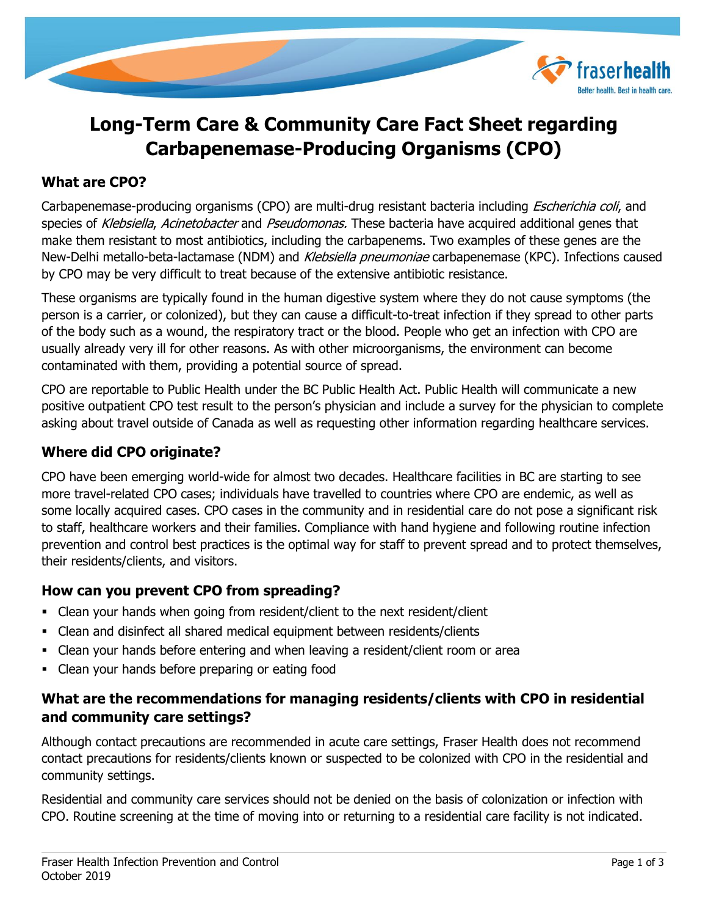# Long-Term Care & Community Care Fact Sheet regarding Carbapenemase-Producing Organisms (CPO)

## What are CPO?

Carbapenemase-producing organisms (CPO) are multi-drug resistant bacteria including *Escherichia coli*, and species of *Klebsiella*, *Acinetobacter* and *Pseudomonas.* These bacteria have acquired additional genes that make them resistant to most antibiotics, including the carbapenems. Two examples of these genes are the New-Delhi metallo-beta-lactamase (NDM) and *Klebsiella pneumoniae* carbapenemase (KPC). Infections caused by CPO may be very difficult to treat because of the extensive antibiotic resistance.

These organisms are typically found in the human digestive system where they do not cause symptoms (the person is a carrier, or colonized), but they can cause a difficult-to-treat infection if they spread to other parts of the body such as a wound, the respiratory tract or the blood. People who get an infection with CPO are usually already very ill for other reasons. As with other microorganisms, the environment can become contaminated with them, providing a potential source of spread.

CPO are reportable to Public Health under the BC Public Health Act. Public Health will communicate a new positive outpatient CPO test result to the person's physician and include a survey for the physician to complete asking about travel outside of Canada as well as requesting other information regarding healthcare services.

## Where did CPO originate?

CPO have been emerging world-wide for almost two decades. Healthcare facilities in BC are starting to see more travel-related CPO cases; individuals have travelled to countries where CPO are endemic, as well as some locally acquired cases. CPO cases in the community and in residential care do not pose a significant risk to staff, healthcare workers and their families. Compliance with hand hygiene and following routine infection prevention and control best practices is the optimal way for staff to prevent spread and to protect themselves, their residents/clients, and visitors.

## How can you prevent CPO from spreading?

- Clean your hands when going from resident/client to the next resident/client
- Clean and disinfect all shared medical equipment between residents/clients
- Clean your hands before entering and when leaving a resident/client room or area
- Clean your hands before preparing or eating food

## What are the recommendations for managing residents/clients with CPO in residential and community care settings?

Although contact precautions are recommended in acute care settings, Fraser Health does not recommend contact precautions for residents/clients known or suspected to be colonized with CPO in the residential and community settings.

Residential and community care services should not be denied on the basis of colonization or infection with CPO. Routine screening at the time of moving into or returning to a residential care facility is not indicated.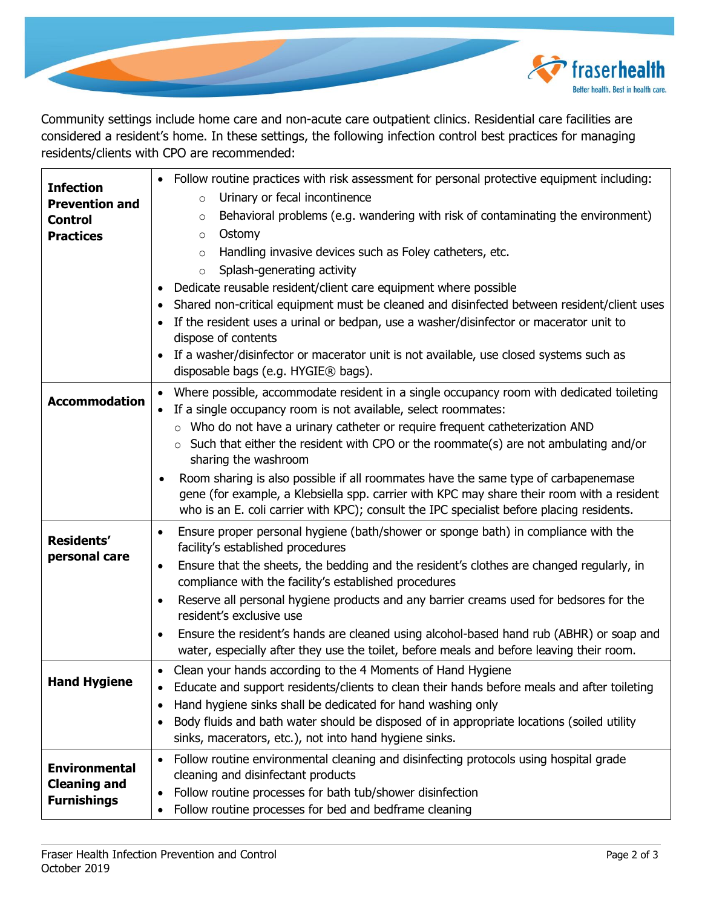Community settings include home care and non-acute care outpatient clinics. Residential care facilities are considered a resident's home. In these settings, the following infection control best practices for managing residents/clients with CPO are recommended:

| | |
|---|---|
| **Infection Prevention and Control Practices** | • Follow routine practices with risk assessment for personal protective equipment including:<br>  ○ Urinary or fecal incontinence<br>  ○ Behavioral problems (e.g. wandering with risk of contaminating the environment)<br>  ○ Ostomy<br>  ○ Handling invasive devices such as Foley catheters, etc.<br>  ○ Splash-generating activity<br>• Dedicate reusable resident/client care equipment where possible<br>• Shared non-critical equipment must be cleaned and disinfected between resident/client uses<br>• If the resident uses a urinal or bedpan, use a washer/disinfector or macerator unit to dispose of contents<br>• If a washer/disinfector or macerator unit is not available, use closed systems such as disposable bags (e.g. HYGIE® bags). |
| **Accommodation** | • Where possible, accommodate resident in a single occupancy room with dedicated toileting<br>• If a single occupancy room is not available, select roommates:<br>  ○ Who do not have a urinary catheter or require frequent catheterization AND<br>  ○ Such that either the resident with CPO or the roommate(s) are not ambulating and/or sharing the washroom<br>• Room sharing is also possible if all roommates have the same type of carbapenemase gene (for example, a Klebsiella spp. carrier with KPC may share their room with a resident who is an E. coli carrier with KPC); consult the IPC specialist before placing residents. |
| **Residents' personal care** | • Ensure proper personal hygiene (bath/shower or sponge bath) in compliance with the facility's established procedures<br>• Ensure that the sheets, the bedding and the resident's clothes are changed regularly, in compliance with the facility's established procedures<br>• Reserve all personal hygiene products and any barrier creams used for bedsores for the resident's exclusive use<br>• Ensure the resident's hands are cleaned using alcohol-based hand rub (ABHR) or soap and water, especially after they use the toilet, before meals and before leaving their room. |
| **Hand Hygiene** | • Clean your hands according to the 4 Moments of Hand Hygiene<br>• Educate and support residents/clients to clean their hands before meals and after toileting<br>• Hand hygiene sinks shall be dedicated for hand washing only<br>• Body fluids and bath water should be disposed of in appropriate locations (soiled utility sinks, macerators, etc.), not into hand hygiene sinks. |
| **Environmental Cleaning and Furnishings** | • Follow routine environmental cleaning and disinfecting protocols using hospital grade cleaning and disinfectant products<br>• Follow routine processes for bath tub/shower disinfection<br>• Follow routine processes for bed and bedframe cleaning |

Fraser Health Infection Prevention and Control
October 2019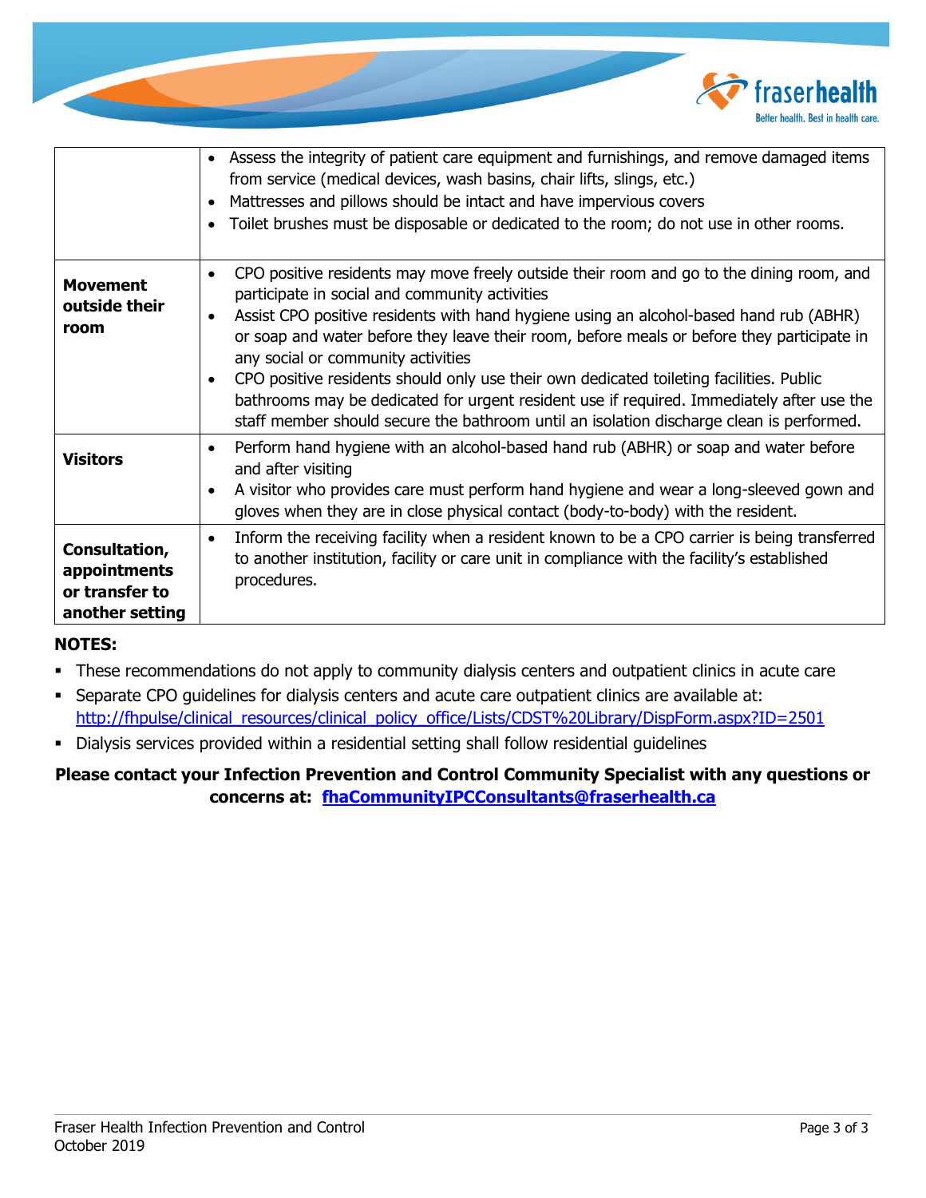| | |
|---|---|
| | • Assess the integrity of patient care equipment and furnishings, and remove damaged items from service (medical devices, wash basins, chair lifts, slings, etc.)<br>• Mattresses and pillows should be intact and have impervious covers<br>• Toilet brushes must be disposable or dedicated to the room; do not use in other rooms. |
| **Movement outside their room** | • CPO positive residents may move freely outside their room and go to the dining room, and participate in social and community activities<br>• Assist CPO positive residents with hand hygiene using an alcohol-based hand rub (ABHR) or soap and water before they leave their room, before meals or before they participate in any social or community activities<br>• CPO positive residents should only use their own dedicated toileting facilities. Public bathrooms may be dedicated for urgent resident use if required. Immediately after use the staff member should secure the bathroom until an isolation discharge clean is performed. |
| **Visitors** | • Perform hand hygiene with an alcohol-based hand rub (ABHR) or soap and water before and after visiting<br>• A visitor who provides care must perform hand hygiene and wear a long-sleeved gown and gloves when they are in close physical contact (body-to-body) with the resident. |
| **Consultation, appointments or transfer to another setting** | • Inform the receiving facility when a resident known to be a CPO carrier is being transferred to another institution, facility or care unit in compliance with the facility's established procedures. |

**NOTES:**

- These recommendations do not apply to community dialysis centers and outpatient clinics in acute care
- Separate CPO guidelines for dialysis centers and acute care outpatient clinics are available at: http://fhpulse/clinical_resources/clinical_policy_office/Lists/CDST%20Library/DispForm.aspx?ID=2501
- Dialysis services provided within a residential setting shall follow residential guidelines

**Please contact your Infection Prevention and Control Community Specialist with any questions or concerns at: fhaCommunityIPCConsultants@fraserhealth.ca**